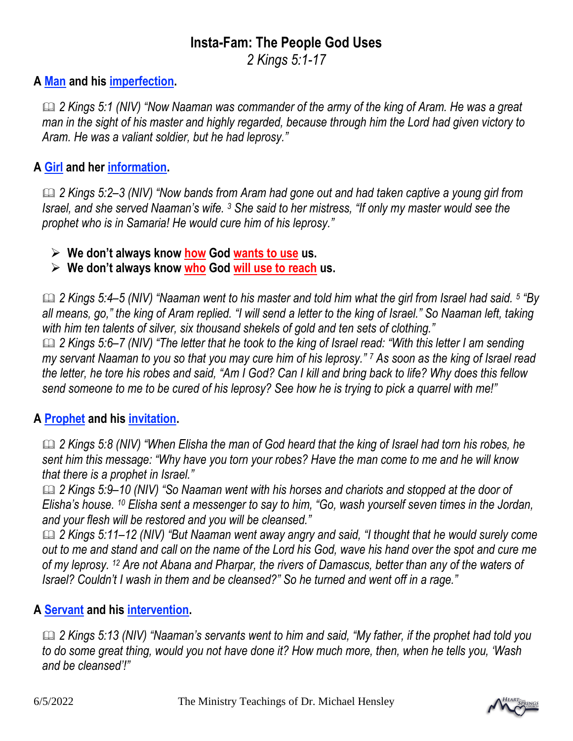# Insta-Fam: The People God Uses

*2 Kings 5:1-17*

## A Man and his imperfection.

📖 *2 Kings 5:1 (NIV) "Now Naaman was commander of the army of the king of Aram. He was a great man in the sight of his master and highly regarded, because through him the Lord had given victory to Aram. He was a valiant soldier, but he had leprosy."*

## A Girl and her information.

📖 *2 Kings 5:2–3 (NIV) "Now bands from Aram had gone out and had taken captive a young girl from Israel, and she served Naaman's wife. [3] She said to her mistress, "If only my master would see the prophet who is in Samaria! He would cure him of his leprosy."*

- **We don't always know how God wants to use us.**
- **We don't always know who God will use to reach us.**

📖 *2 Kings 5:4–5 (NIV) "Naaman went to his master and told him what the girl from Israel had said. [5] "By all means, go," the king of Aram replied. "I will send a letter to the king of Israel." So Naaman left, taking with him ten talents of silver, six thousand shekels of gold and ten sets of clothing."*

📖 *2 Kings 5:6–7 (NIV) "The letter that he took to the king of Israel read: "With this letter I am sending my servant Naaman to you so that you may cure him of his leprosy." [7] As soon as the king of Israel read the letter, he tore his robes and said, "Am I God? Can I kill and bring back to life? Why does this fellow send someone to me to be cured of his leprosy? See how he is trying to pick a quarrel with me!"*

## A Prophet and his invitation.

📖 *2 Kings 5:8 (NIV) "When Elisha the man of God heard that the king of Israel had torn his robes, he sent him this message: "Why have you torn your robes? Have the man come to me and he will know that there is a prophet in Israel."*

📖 *2 Kings 5:9–10 (NIV) "So Naaman went with his horses and chariots and stopped at the door of Elisha's house. [10] Elisha sent a messenger to say to him, "Go, wash yourself seven times in the Jordan, and your flesh will be restored and you will be cleansed."*

📖 *2 Kings 5:11–12 (NIV) "But Naaman went away angry and said, "I thought that he would surely come out to me and stand and call on the name of the Lord his God, wave his hand over the spot and cure me of my leprosy. [12] Are not Abana and Pharpar, the rivers of Damascus, better than any of the waters of Israel? Couldn't I wash in them and be cleansed?" So he turned and went off in a rage."*

## A Servant and his intervention.

📖 *2 Kings 5:13 (NIV) "Naaman's servants went to him and said, "My father, if the prophet had told you to do some great thing, would you not have done it? How much more, then, when he tells you, 'Wash and be cleansed'!"*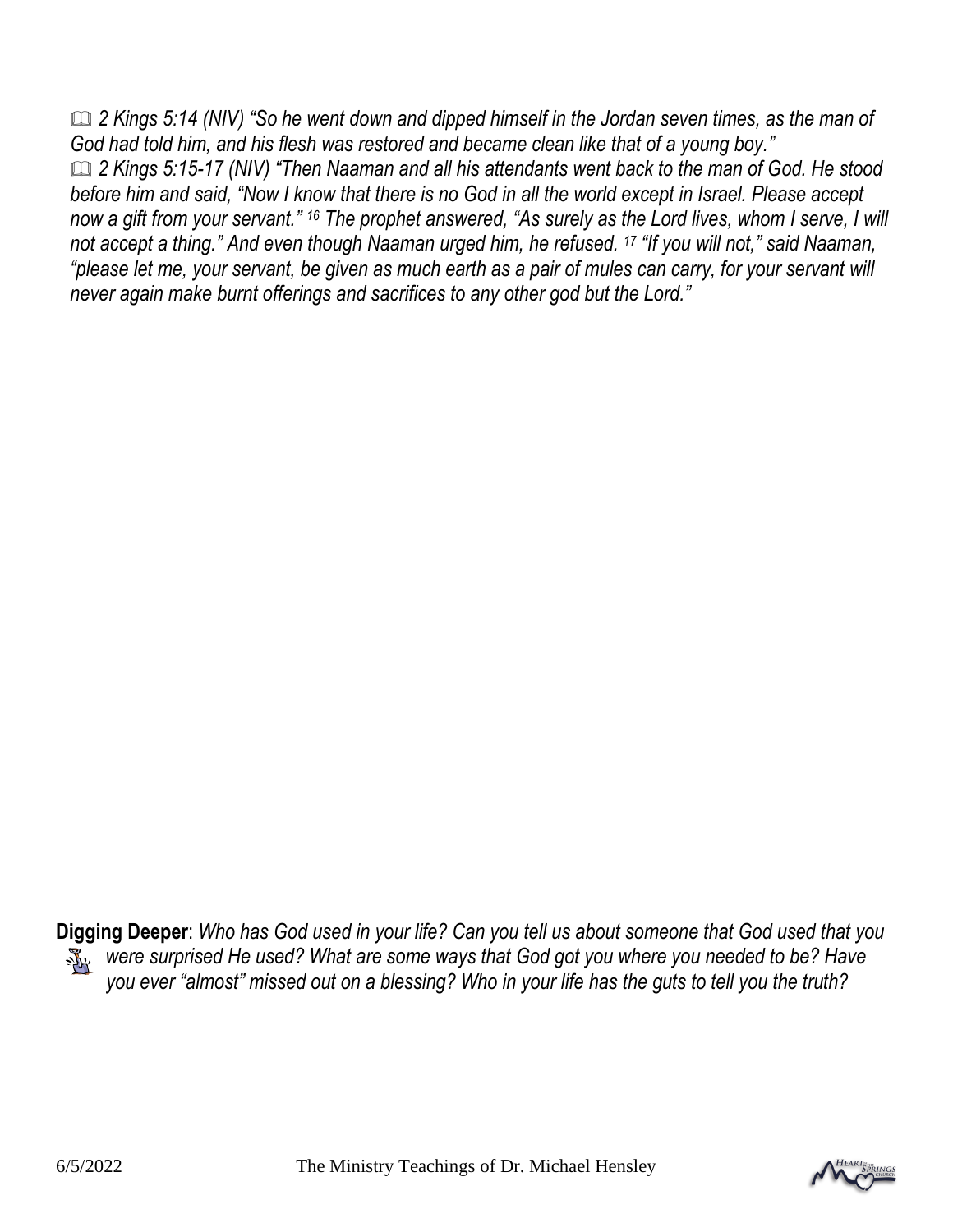📖 *2 Kings 5:14 (NIV) "So he went down and dipped himself in the Jordan seven times, as the man of God had told him, and his flesh was restored and became clean like that of a young boy."*
📖 *2 Kings 5:15-17 (NIV) "Then Naaman and all his attendants went back to the man of God. He stood before him and said, "Now I know that there is no God in all the world except in Israel. Please accept now a gift from your servant." [16] The prophet answered, "As surely as the Lord lives, whom I serve, I will not accept a thing." And even though Naaman urged him, he refused. [17] "If you will not," said Naaman, "please let me, your servant, be given as much earth as a pair of mules can carry, for your servant will never again make burnt offerings and sacrifices to any other god but the Lord."*

**Digging Deeper**: *Who has God used in your life? Can you tell us about someone that God used that you were surprised He used? What are some ways that God got you where you needed to be? Have you ever "almost" missed out on a blessing? Who in your life has the guts to tell you the truth?*